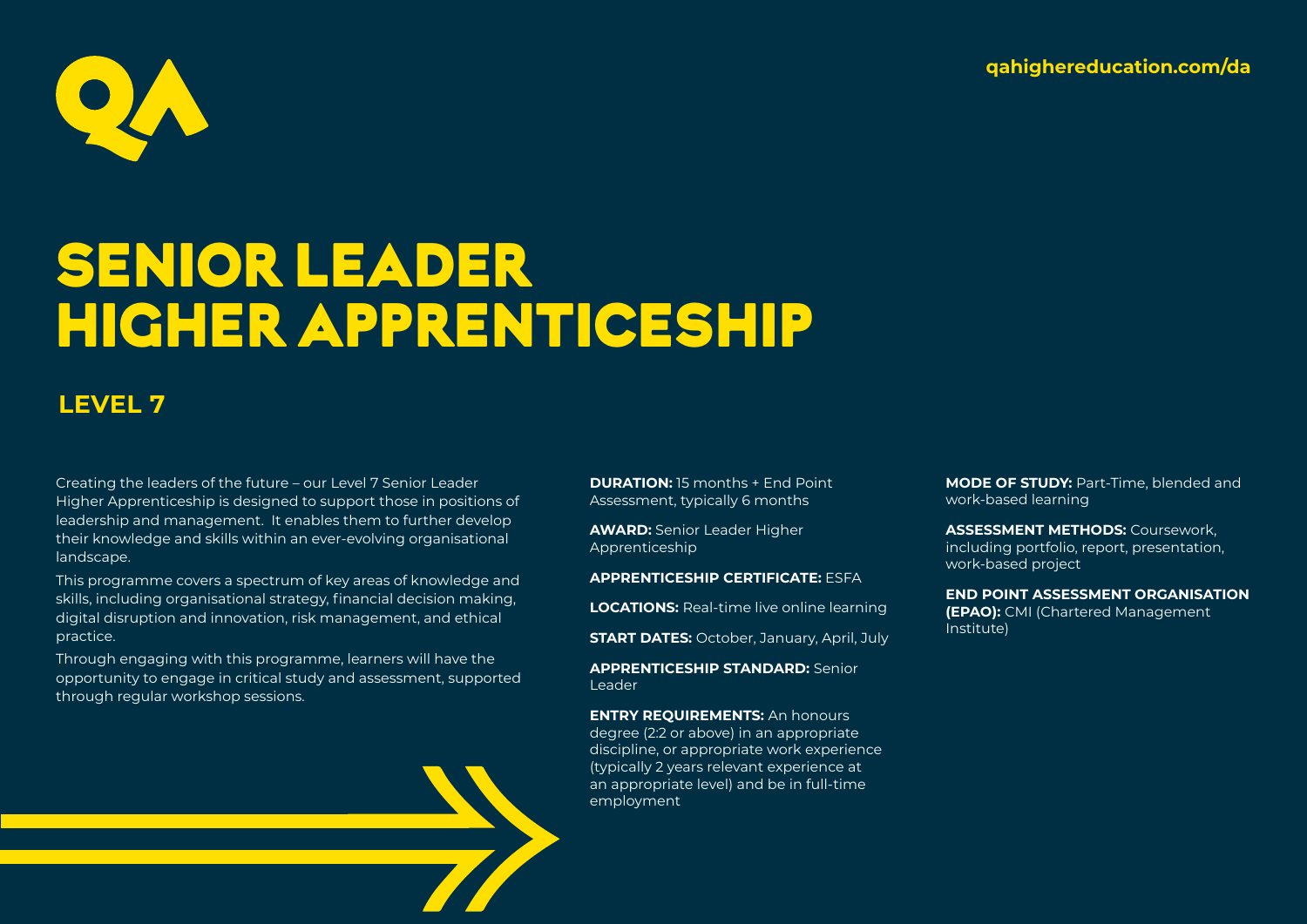qahighereducation.com/da

# SENIOR LEADER HIGHER APPRENTICESHIP

## LEVEL 7

Creating the leaders of the future – our Level 7 Senior Leader Higher Apprenticeship is designed to support those in positions of leadership and management. It enables them to further develop their knowledge and skills within an ever-evolving organisational landscape.

This programme covers a spectrum of key areas of knowledge and skills, including organisational strategy, financial decision making, digital disruption and innovation, risk management, and ethical practice.

Through engaging with this programme, learners will have the opportunity to engage in critical study and assessment, supported through regular workshop sessions.

**DURATION:** 15 months + End Point Assessment, typically 6 months

**AWARD:** Senior Leader Higher Apprenticeship

**APPRENTICESHIP CERTIFICATE:** ESFA

**LOCATIONS:** Real-time live online learning

**START DATES:** October, January, April, July

**APPRENTICESHIP STANDARD:** Senior Leader

**ENTRY REQUIREMENTS:** An honours degree (2:2 or above) in an appropriate discipline, or appropriate work experience (typically 2 years relevant experience at an appropriate level) and be in full-time employment

**MODE OF STUDY:** Part-Time, blended and work-based learning

**ASSESSMENT METHODS:** Coursework, including portfolio, report, presentation, work-based project

**END POINT ASSESSMENT ORGANISATION (EPAO):** CMI (Chartered Management Institute)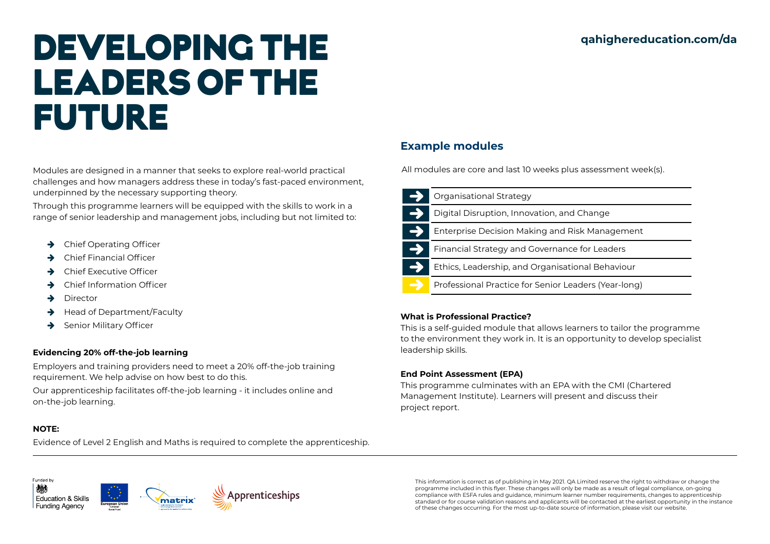# DEVELOPING THE LEADERS OF THE FUTURE

qahighereducation.com/da

Modules are designed in a manner that seeks to explore real-world practical challenges and how managers address these in today's fast-paced environment, underpinned by the necessary supporting theory.

Through this programme learners will be equipped with the skills to work in a range of senior leadership and management jobs, including but not limited to:

- Chief Operating Officer
- Chief Financial Officer
- Chief Executive Officer
- Chief Information Officer
- Director
- Head of Department/Faculty
- Senior Military Officer

**Evidencing 20% off-the-job learning**

Employers and training providers need to meet a 20% off-the-job training requirement. We help advise on how best to do this.

Our apprenticeship facilitates off-the-job learning - it includes online and on-the-job learning.

**NOTE:**

Evidence of Level 2 English and Maths is required to complete the apprenticeship.

## Example modules

All modules are core and last 10 weeks plus assessment week(s).

- Organisational Strategy
- Digital Disruption, Innovation, and Change
- Enterprise Decision Making and Risk Management
- Financial Strategy and Governance for Leaders
- Ethics, Leadership, and Organisational Behaviour
- Professional Practice for Senior Leaders (Year-long)

**What is Professional Practice?**

This is a self-guided module that allows learners to tailor the programme to the environment they work in. It is an opportunity to develop specialist leadership skills.

**End Point Assessment (EPA)**

This programme culminates with an EPA with the CMI (Chartered Management Institute). Learners will present and discuss their project report.

Funded by Education & Skills Funding Agency

European Union European Social Fund

matrix

Apprenticeships

This information is correct as of publishing in May 2021. QA Limited reserve the right to withdraw or change the programme included in this flyer. These changes will only be made as a result of legal compliance, on-going compliance with ESFA rules and guidance, minimum learner number requirements, changes to apprenticeship standard or for course validation reasons and applicants will be contacted at the earliest opportunity in the instance of these changes occurring. For the most up-to-date source of information, please visit our website.